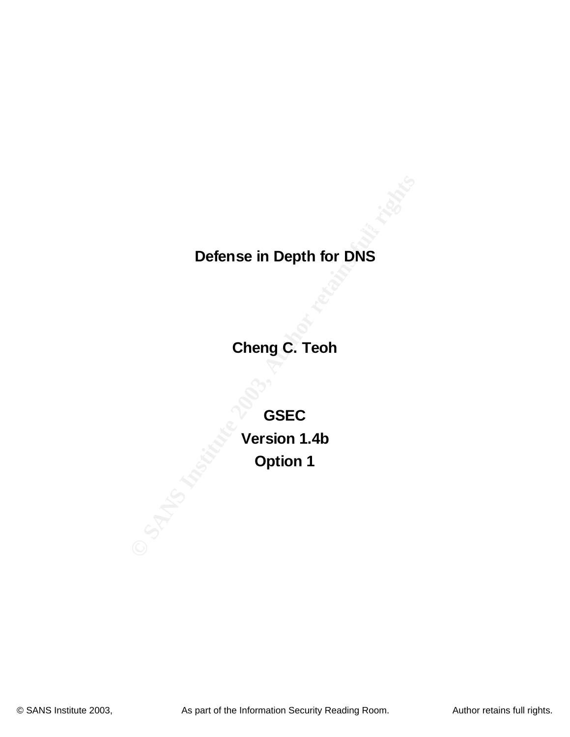# Defense in Depth for DNS

**Cheng C. Teoh**

**GSEC**

**Version 1.4b**

**Option 1**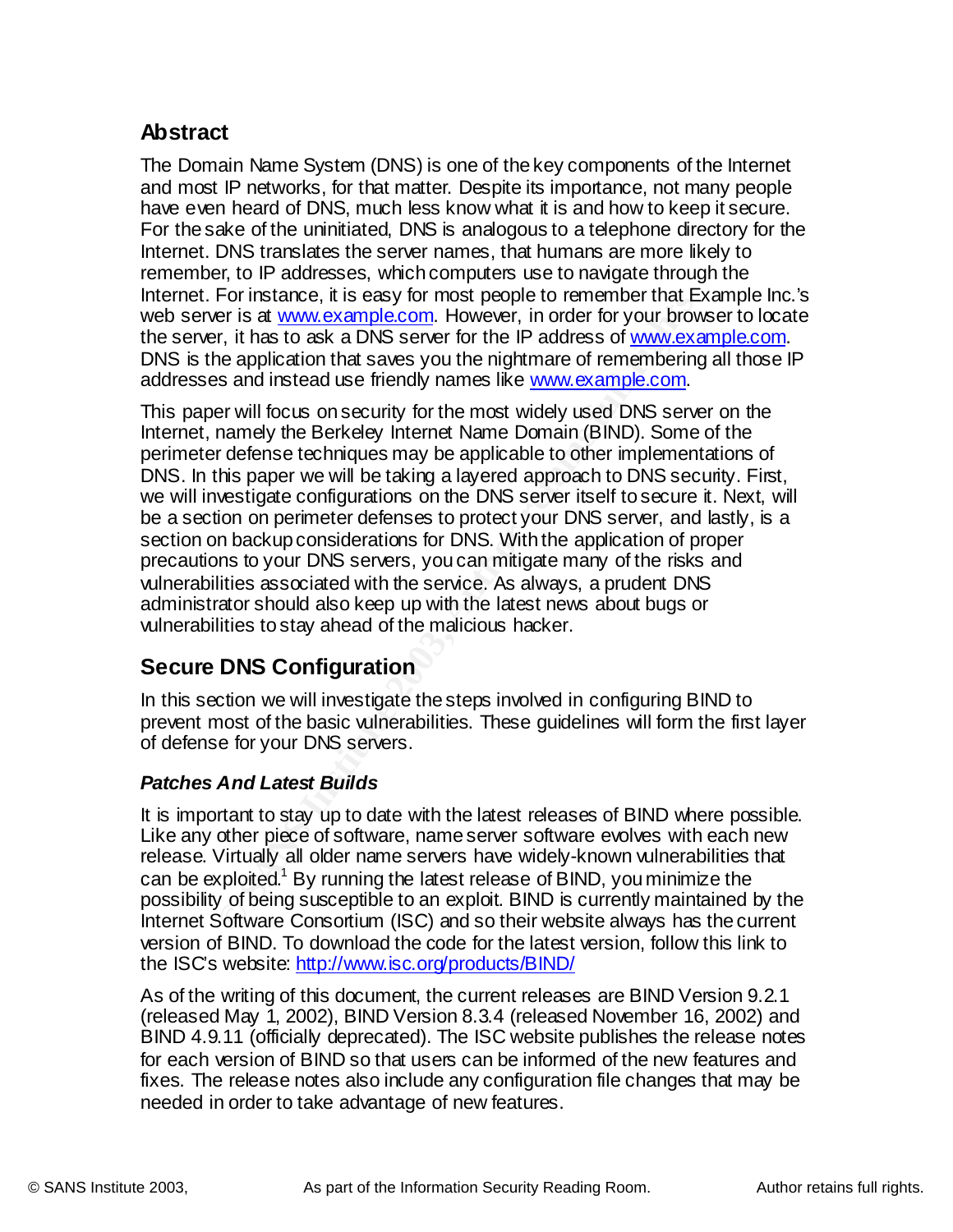## Abstract

The Domain Name System (DNS) is one of the key components of the Internet and most IP networks, for that matter. Despite its importance, not many people have even heard of DNS, much less know what it is and how to keep it secure. For the sake of the uninitiated, DNS is analogous to a telephone directory for the Internet. DNS translates the server names, that humans are more likely to remember, to IP addresses, which computers use to navigate through the Internet. For instance, it is easy for most people to remember that Example Inc.'s web server is at www.example.com. However, in order for your browser to locate the server, it has to ask a DNS server for the IP address of www.example.com. DNS is the application that saves you the nightmare of remembering all those IP addresses and instead use friendly names like www.example.com.

This paper will focus on security for the most widely used DNS server on the Internet, namely the Berkeley Internet Name Domain (BIND). Some of the perimeter defense techniques may be applicable to other implementations of DNS. In this paper we will be taking a layered approach to DNS security. First, we will investigate configurations on the DNS server itself to secure it. Next, will be a section on perimeter defenses to protect your DNS server, and lastly, is a section on backup considerations for DNS. With the application of proper precautions to your DNS servers, you can mitigate many of the risks and vulnerabilities associated with the service. As always, a prudent DNS administrator should also keep up with the latest news about bugs or vulnerabilities to stay ahead of the malicious hacker.

## Secure DNS Configuration

In this section we will investigate the steps involved in configuring BIND to prevent most of the basic vulnerabilities. These guidelines will form the first layer of defense for your DNS servers.

### *Patches And Latest Builds*

It is important to stay up to date with the latest releases of BIND where possible. Like any other piece of software, name server software evolves with each new release. Virtually all older name servers have widely-known vulnerabilities that can be exploited.[1] By running the latest release of BIND, you minimize the possibility of being susceptible to an exploit. BIND is currently maintained by the Internet Software Consortium (ISC) and so their website always has the current version of BIND. To download the code for the latest version, follow this link to the ISC's website: http://www.isc.org/products/BIND/

As of the writing of this document, the current releases are BIND Version 9.2.1 (released May 1, 2002), BIND Version 8.3.4 (released November 16, 2002) and BIND 4.9.11 (officially deprecated). The ISC website publishes the release notes for each version of BIND so that users can be informed of the new features and fixes. The release notes also include any configuration file changes that may be needed in order to take advantage of new features.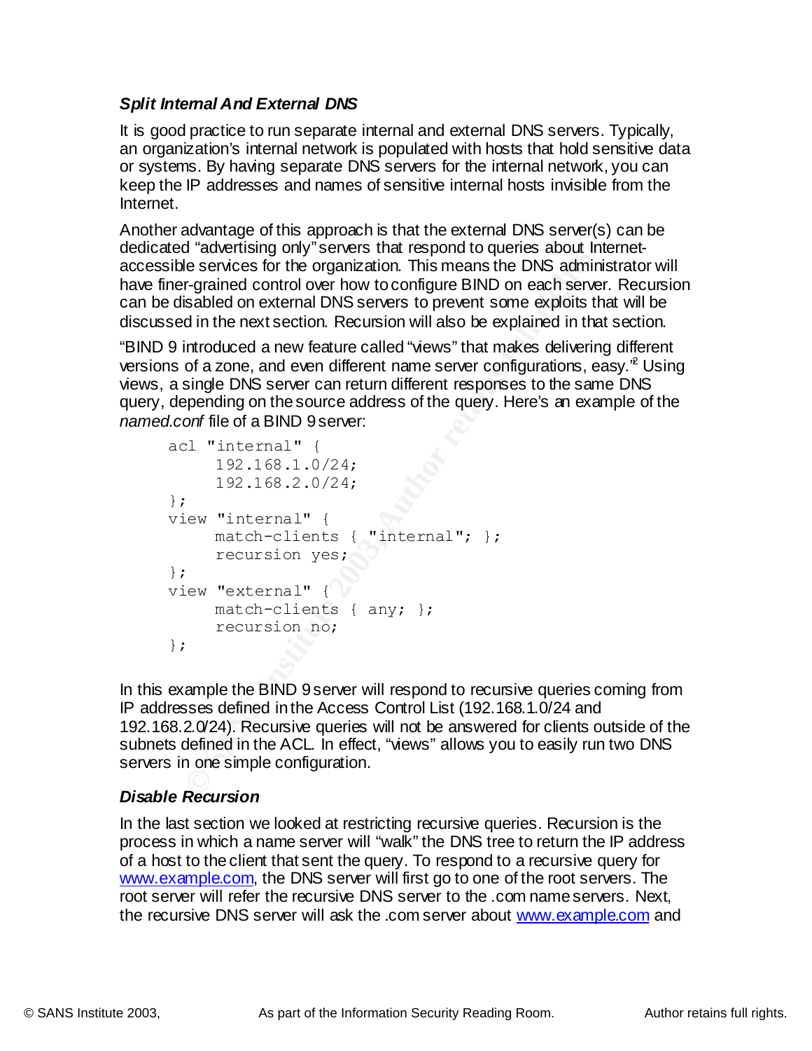### *Split Internal And External DNS*

It is good practice to run separate internal and external DNS servers. Typically, an organization's internal network is populated with hosts that hold sensitive data or systems. By having separate DNS servers for the internal network, you can keep the IP addresses and names of sensitive internal hosts invisible from the Internet.

Another advantage of this approach is that the external DNS server(s) can be dedicated "advertising only" servers that respond to queries about Internet-accessible services for the organization. This means the DNS administrator will have finer-grained control over how to configure BIND on each server. Recursion can be disabled on external DNS servers to prevent some exploits that will be discussed in the next section. Recursion will also be explained in that section.

"BIND 9 introduced a new feature called "views" that makes delivering different versions of a zone, and even different name server configurations, easy."[2] Using views, a single DNS server can return different responses to the same DNS query, depending on the source address of the query. Here's an example of the *named.conf* file of a BIND 9 server:

```
acl "internal" {
     192.168.1.0/24;
     192.168.2.0/24;
};
view "internal" {
     match-clients { "internal"; };
     recursion yes;
};
view "external" {
     match-clients { any; };
     recursion no;
};
```

In this example the BIND 9 server will respond to recursive queries coming from IP addresses defined in the Access Control List (192.168.1.0/24 and 192.168.2.0/24). Recursive queries will not be answered for clients outside of the subnets defined in the ACL. In effect, "views" allows you to easily run two DNS servers in one simple configuration.

### *Disable Recursion*

In the last section we looked at restricting recursive queries. Recursion is the process in which a name server will "walk" the DNS tree to return the IP address of a host to the client that sent the query. To respond to a recursive query for www.example.com, the DNS server will first go to one of the root servers. The root server will refer the recursive DNS server to the .com name servers. Next, the recursive DNS server will ask the .com server about www.example.com and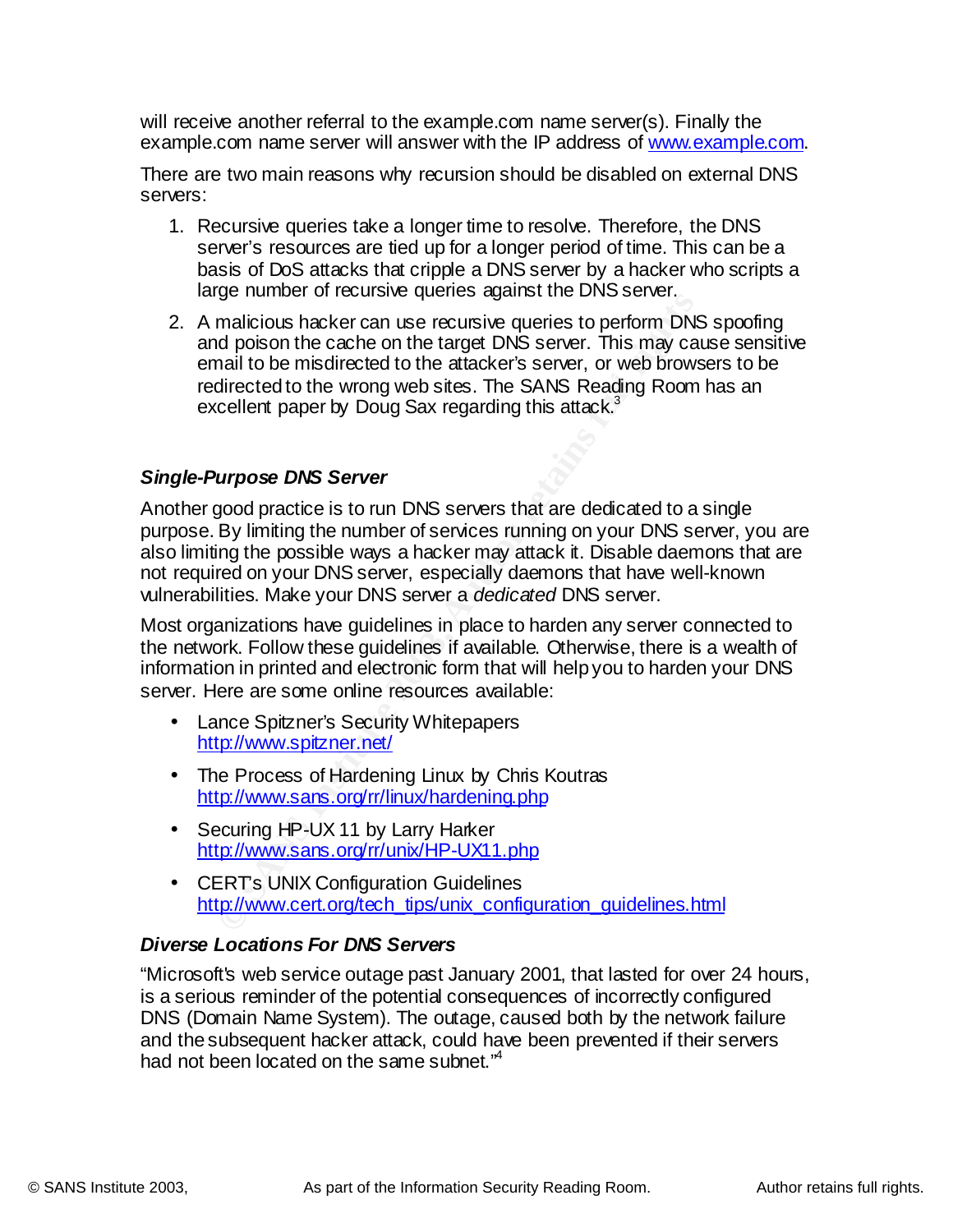will receive another referral to the example.com name server(s). Finally the example.com name server will answer with the IP address of www.example.com.

There are two main reasons why recursion should be disabled on external DNS servers:

1. Recursive queries take a longer time to resolve. Therefore, the DNS server's resources are tied up for a longer period of time. This can be a basis of DoS attacks that cripple a DNS server by a hacker who scripts a large number of recursive queries against the DNS server.
2. A malicious hacker can use recursive queries to perform DNS spoofing and poison the cache on the target DNS server. This may cause sensitive email to be misdirected to the attacker's server, or web browsers to be redirected to the wrong web sites. The SANS Reading Room has an excellent paper by Doug Sax regarding this attack.[3]

### *Single-Purpose DNS Server*

Another good practice is to run DNS servers that are dedicated to a single purpose. By limiting the number of services running on your DNS server, you are also limiting the possible ways a hacker may attack it. Disable daemons that are not required on your DNS server, especially daemons that have well-known vulnerabilities. Make your DNS server a *dedicated* DNS server.

Most organizations have guidelines in place to harden any server connected to the network. Follow these guidelines if available. Otherwise, there is a wealth of information in printed and electronic form that will help you to harden your DNS server. Here are some online resources available:

- Lance Spitzner's Security Whitepapers
  http://www.spitzner.net/
- The Process of Hardening Linux by Chris Koutras
  http://www.sans.org/rr/linux/hardening.php
- Securing HP-UX 11 by Larry Harker
  http://www.sans.org/rr/unix/HP-UX11.php
- CERT's UNIX Configuration Guidelines
  http://www.cert.org/tech_tips/unix_configuration_guidelines.html

### *Diverse Locations For DNS Servers*

"Microsoft's web service outage past January 2001, that lasted for over 24 hours, is a serious reminder of the potential consequences of incorrectly configured DNS (Domain Name System). The outage, caused both by the network failure and the subsequent hacker attack, could have been prevented if their servers had not been located on the same subnet."[4]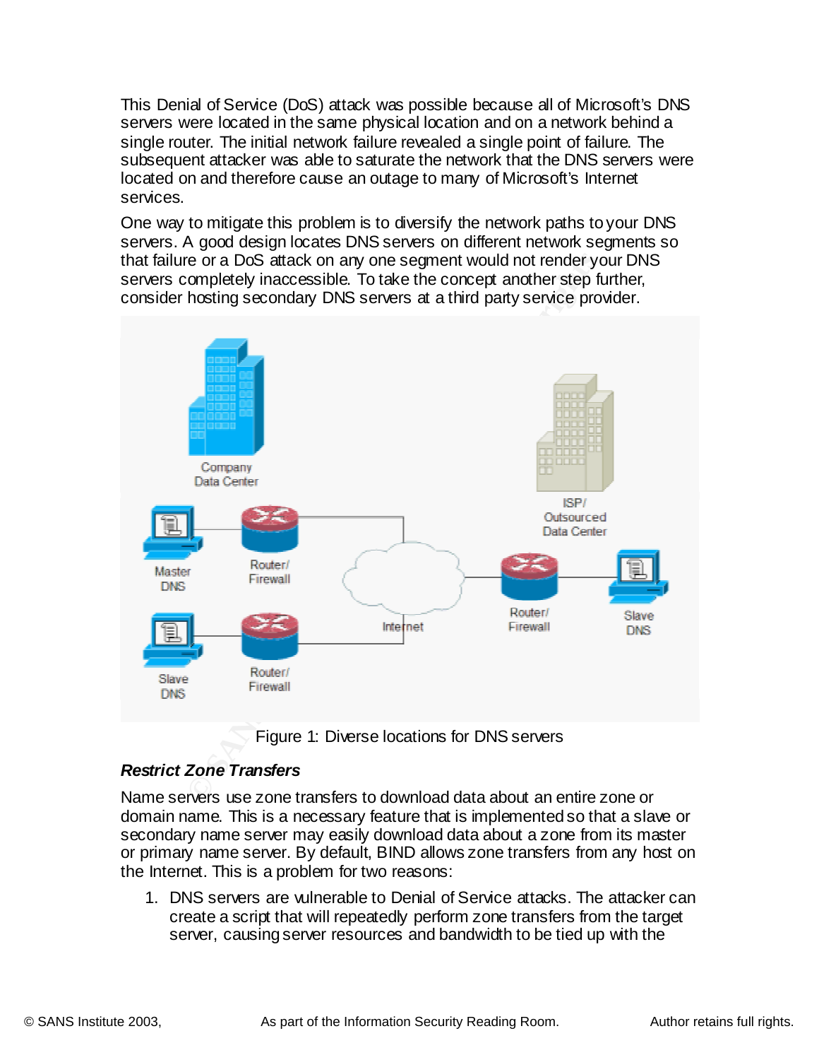This Denial of Service (DoS) attack was possible because all of Microsoft's DNS servers were located in the same physical location and on a network behind a single router. The initial network failure revealed a single point of failure. The subsequent attacker was able to saturate the network that the DNS servers were located on and therefore cause an outage to many of Microsoft's Internet services.

One way to mitigate this problem is to diversify the network paths to your DNS servers. A good design locates DNS servers on different network segments so that failure or a DoS attack on any one segment would not render your DNS servers completely inaccessible. To take the concept another step further, consider hosting secondary DNS servers at a third party service provider.

Figure 1: Diverse locations for DNS servers

### *Restrict Zone Transfers*

Name servers use zone transfers to download data about an entire zone or domain name. This is a necessary feature that is implemented so that a slave or secondary name server may easily download data about a zone from its master or primary name server. By default, BIND allows zone transfers from any host on the Internet. This is a problem for two reasons:

1. DNS servers are vulnerable to Denial of Service attacks. The attacker can create a script that will repeatedly perform zone transfers from the target server, causing server resources and bandwidth to be tied up with the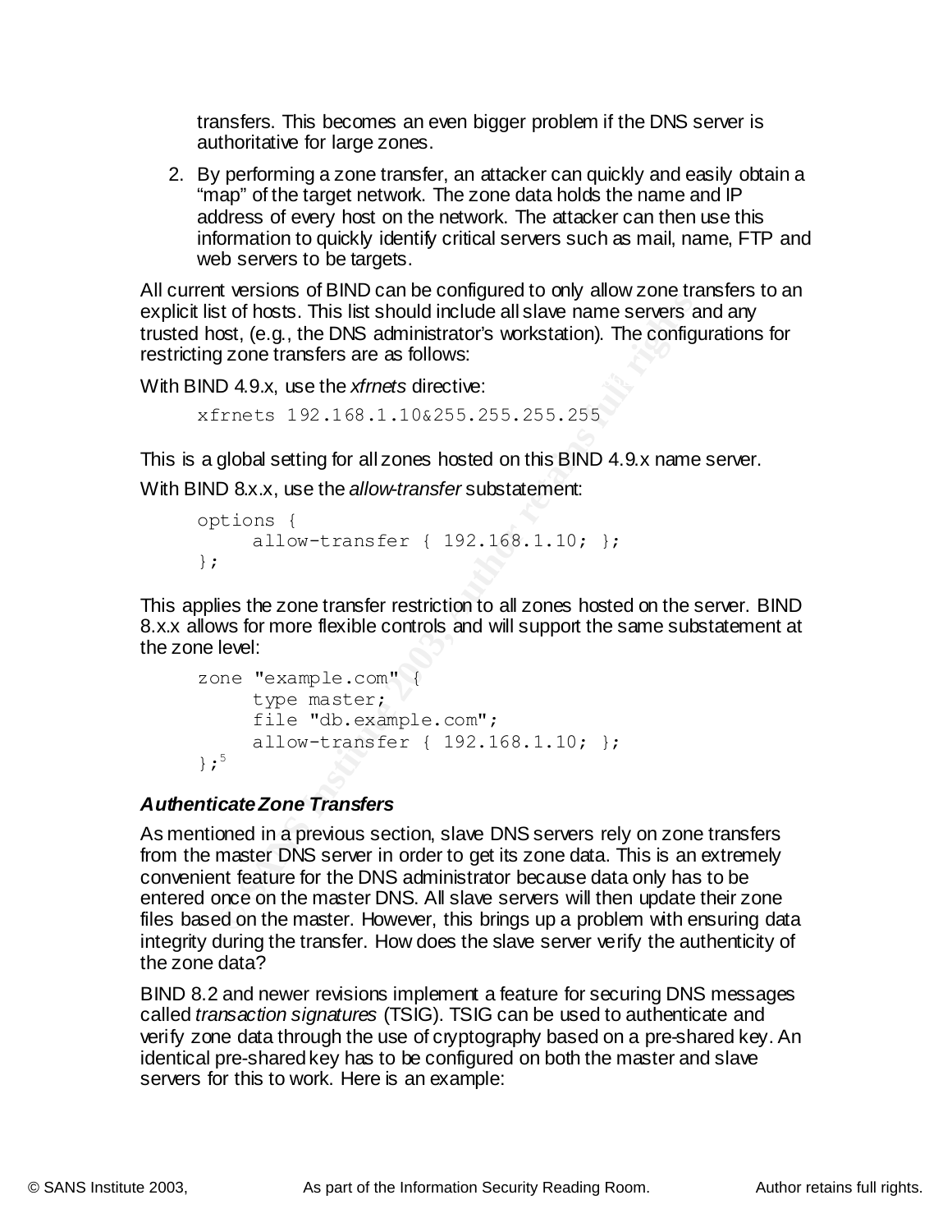transfers. This becomes an even bigger problem if the DNS server is authoritative for large zones.

2. By performing a zone transfer, an attacker can quickly and easily obtain a "map" of the target network. The zone data holds the name and IP address of every host on the network. The attacker can then use this information to quickly identify critical servers such as mail, name, FTP and web servers to be targets.

All current versions of BIND can be configured to only allow zone transfers to an explicit list of hosts. This list should include all slave name servers and any trusted host, (e.g., the DNS administrator's workstation). The configurations for restricting zone transfers are as follows:

With BIND 4.9.x, use the *xfrnets* directive:

```
xfrnets 192.168.1.10&255.255.255.255
```

This is a global setting for all zones hosted on this BIND 4.9.x name server.

With BIND 8.x.x, use the *allow-transfer* substatement:

```
options {
     allow-transfer { 192.168.1.10; };
};
```

This applies the zone transfer restriction to all zones hosted on the server. BIND 8.x.x allows for more flexible controls and will support the same substatement at the zone level:

```
zone "example.com" {
     type master;
     file "db.example.com";
     allow-transfer { 192.168.1.10; };
};
```
[5]

### *Authenticate Zone Transfers*

As mentioned in a previous section, slave DNS servers rely on zone transfers from the master DNS server in order to get its zone data. This is an extremely convenient feature for the DNS administrator because data only has to be entered once on the master DNS. All slave servers will then update their zone files based on the master. However, this brings up a problem with ensuring data integrity during the transfer. How does the slave server verify the authenticity of the zone data?

BIND 8.2 and newer revisions implement a feature for securing DNS messages called *transaction signatures* (TSIG). TSIG can be used to authenticate and verify zone data through the use of cryptography based on a pre-shared key. An identical pre-shared key has to be configured on both the master and slave servers for this to work. Here is an example: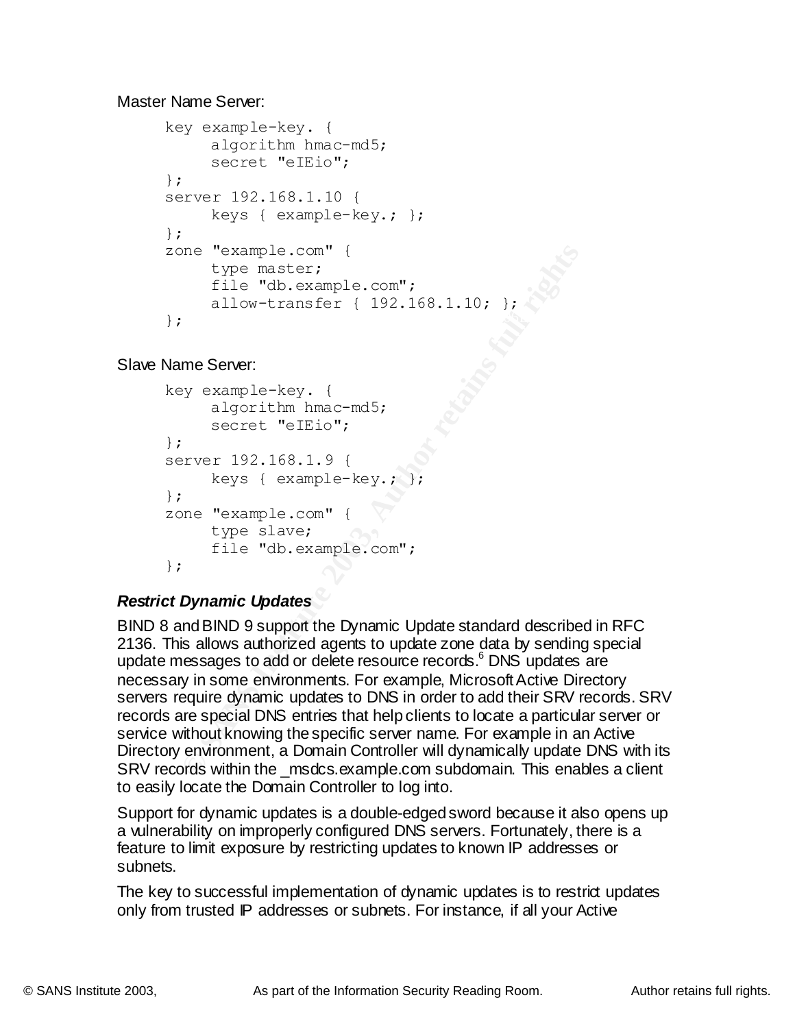Master Name Server:

```
key example-key. {
     algorithm hmac-md5;
     secret "eIEio";
};
server 192.168.1.10 {
     keys { example-key.; };
};
zone "example.com" {
     type master;
     file "db.example.com";
     allow-transfer { 192.168.1.10; };
};
```

Slave Name Server:

```
key example-key. {
     algorithm hmac-md5;
     secret "eIEio";
};
server 192.168.1.9 {
     keys { example-key.; };
};
zone "example.com" {
     type slave;
     file "db.example.com";
};
```

***Restrict Dynamic Updates***

BIND 8 and BIND 9 support the Dynamic Update standard described in RFC 2136. This allows authorized agents to update zone data by sending special update messages to add or delete resource records.[6] DNS updates are necessary in some environments. For example, Microsoft Active Directory servers require dynamic updates to DNS in order to add their SRV records. SRV records are special DNS entries that help clients to locate a particular server or service without knowing the specific server name. For example in an Active Directory environment, a Domain Controller will dynamically update DNS with its SRV records within the _msdcs.example.com subdomain. This enables a client to easily locate the Domain Controller to log into.

Support for dynamic updates is a double-edged sword because it also opens up a vulnerability on improperly configured DNS servers. Fortunately, there is a feature to limit exposure by restricting updates to known IP addresses or subnets.

The key to successful implementation of dynamic updates is to restrict updates only from trusted IP addresses or subnets. For instance, if all your Active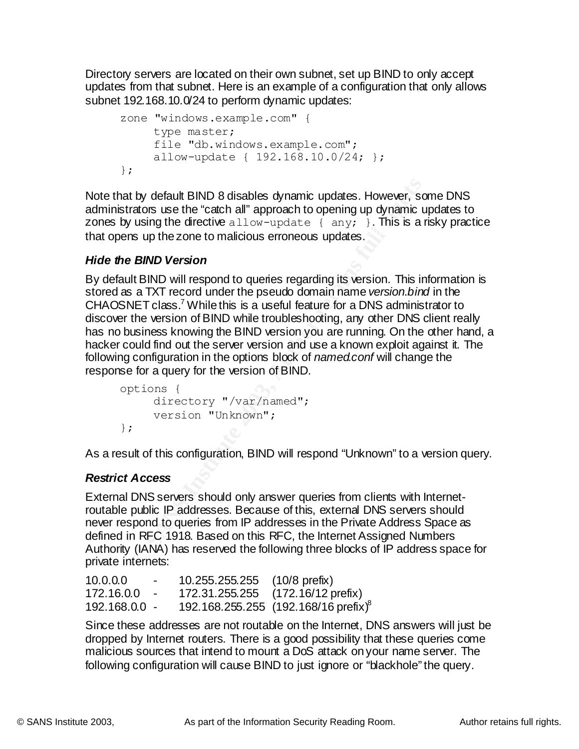Directory servers are located on their own subnet, set up BIND to only accept updates from that subnet. Here is an example of a configuration that only allows subnet 192.168.10.0/24 to perform dynamic updates:

```
zone "windows.example.com" {
     type master;
     file "db.windows.example.com";
     allow-update { 192.168.10.0/24; };
};
```

Note that by default BIND 8 disables dynamic updates. However, some DNS administrators use the "catch all" approach to opening up dynamic updates to zones by using the directive `allow-update { any; }`. This is a risky practice that opens up the zone to malicious erroneous updates.

### *Hide the BIND Version*

By default BIND will respond to queries regarding its version. This information is stored as a TXT record under the pseudo domain name *version.bind* in the CHAOSNET class.[7] While this is a useful feature for a DNS administrator to discover the version of BIND while troubleshooting, any other DNS client really has no business knowing the BIND version you are running. On the other hand, a hacker could find out the server version and use a known exploit against it. The following configuration in the options block of *named.conf* will change the response for a query for the version of BIND.

```
options {
     directory "/var/named";
     version "Unknown";
};
```

As a result of this configuration, BIND will respond "Unknown" to a version query.

### *Restrict Access*

External DNS servers should only answer queries from clients with Internet-routable public IP addresses. Because of this, external DNS servers should never respond to queries from IP addresses in the Private Address Space as defined in RFC 1918. Based on this RFC, the Internet Assigned Numbers Authority (IANA) has reserved the following three blocks of IP address space for private internets:

```
10.0.0.0     -    10.255.255.255   (10/8 prefix)
172.16.0.0   -    172.31.255.255   (172.16/12 prefix)
192.168.0.0  -    192.168.255.255  (192.168/16 prefix)[8]
```

Since these addresses are not routable on the Internet, DNS answers will just be dropped by Internet routers. There is a good possibility that these queries come malicious sources that intend to mount a DoS attack on your name server. The following configuration will cause BIND to just ignore or "blackhole" the query.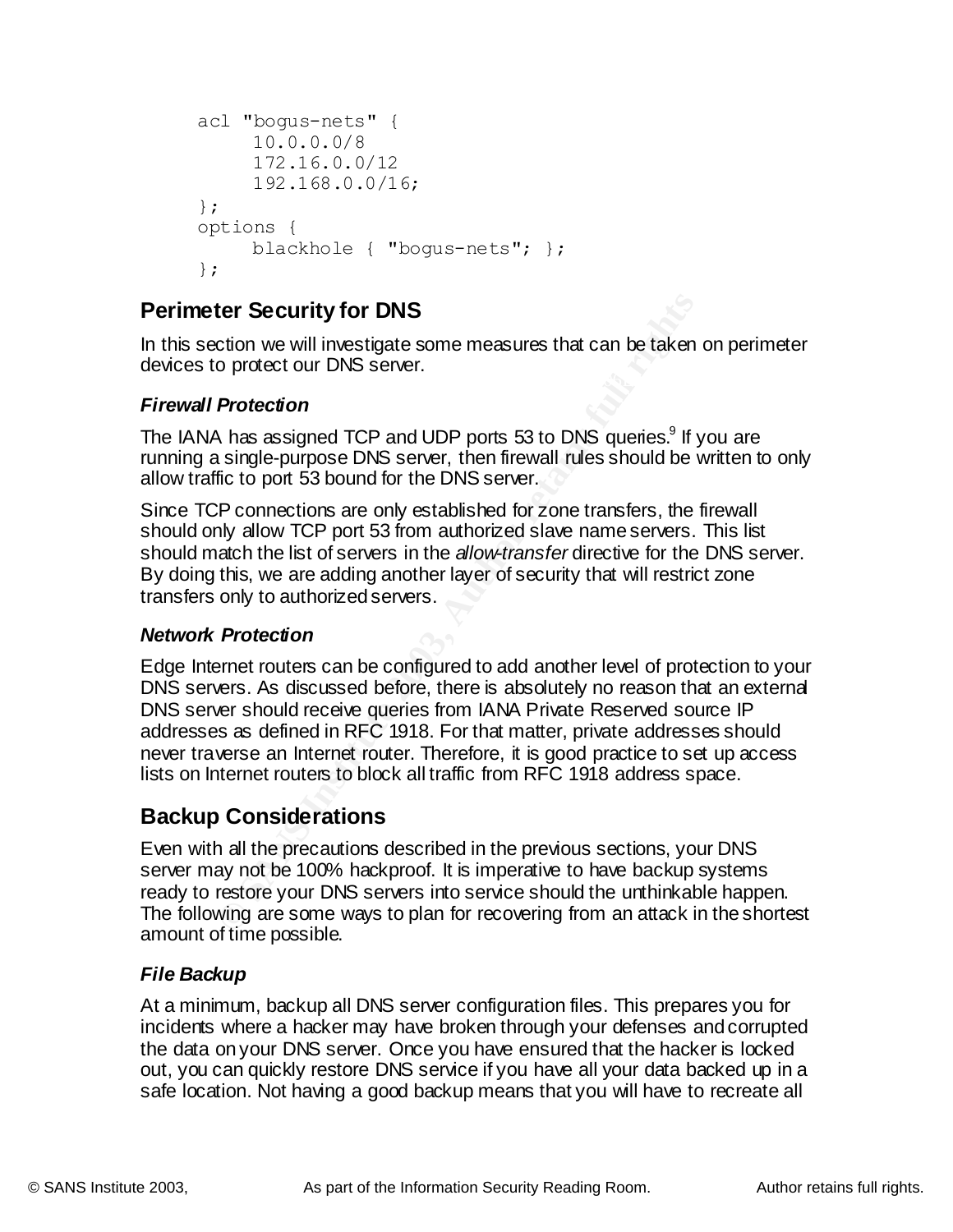```
acl "bogus-nets" {
     10.0.0.0/8
     172.16.0.0/12
     192.168.0.0/16;
};
options {
     blackhole { "bogus-nets"; };
};
```

## Perimeter Security for DNS

In this section we will investigate some measures that can be taken on perimeter devices to protect our DNS server.

### *Firewall Protection*

The IANA has assigned TCP and UDP ports 53 to DNS queries.[9] If you are running a single-purpose DNS server, then firewall rules should be written to only allow traffic to port 53 bound for the DNS server.

Since TCP connections are only established for zone transfers, the firewall should only allow TCP port 53 from authorized slave name servers. This list should match the list of servers in the *allow-transfer* directive for the DNS server. By doing this, we are adding another layer of security that will restrict zone transfers only to authorized servers.

### *Network Protection*

Edge Internet routers can be configured to add another level of protection to your DNS servers. As discussed before, there is absolutely no reason that an external DNS server should receive queries from IANA Private Reserved source IP addresses as defined in RFC 1918. For that matter, private addresses should never traverse an Internet router. Therefore, it is good practice to set up access lists on Internet routers to block all traffic from RFC 1918 address space.

## Backup Considerations

Even with all the precautions described in the previous sections, your DNS server may not be 100% hackproof. It is imperative to have backup systems ready to restore your DNS servers into service should the unthinkable happen. The following are some ways to plan for recovering from an attack in the shortest amount of time possible.

### *File Backup*

At a minimum, backup all DNS server configuration files. This prepares you for incidents where a hacker may have broken through your defenses and corrupted the data on your DNS server. Once you have ensured that the hacker is locked out, you can quickly restore DNS service if you have all your data backed up in a safe location. Not having a good backup means that you will have to recreate all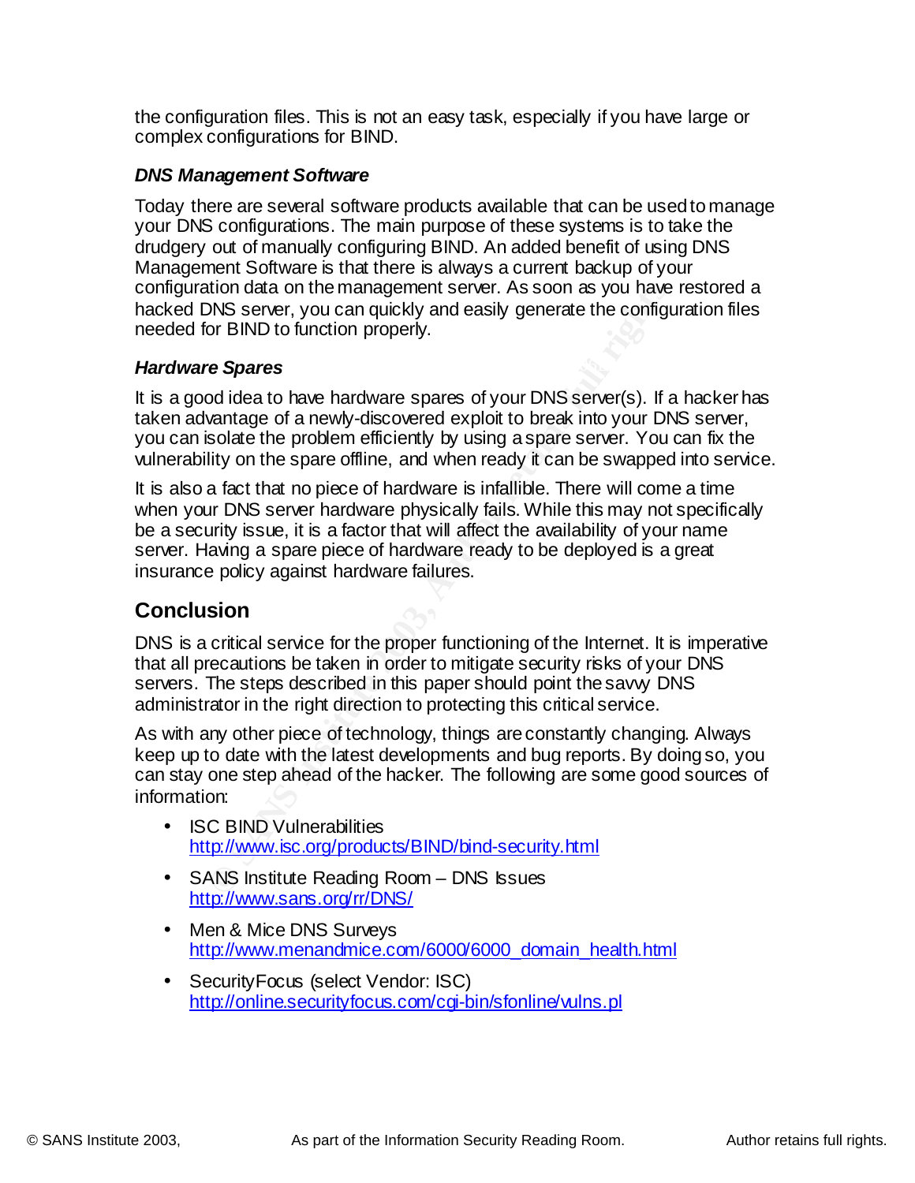the configuration files. This is not an easy task, especially if you have large or complex configurations for BIND.

### *DNS Management Software*

Today there are several software products available that can be used to manage your DNS configurations. The main purpose of these systems is to take the drudgery out of manually configuring BIND. An added benefit of using DNS Management Software is that there is always a current backup of your configuration data on the management server. As soon as you have restored a hacked DNS server, you can quickly and easily generate the configuration files needed for BIND to function properly.

### *Hardware Spares*

It is a good idea to have hardware spares of your DNS server(s). If a hacker has taken advantage of a newly-discovered exploit to break into your DNS server, you can isolate the problem efficiently by using a spare server. You can fix the vulnerability on the spare offline, and when ready it can be swapped into service.

It is also a fact that no piece of hardware is infallible. There will come a time when your DNS server hardware physically fails. While this may not specifically be a security issue, it is a factor that will affect the availability of your name server. Having a spare piece of hardware ready to be deployed is a great insurance policy against hardware failures.

## Conclusion

DNS is a critical service for the proper functioning of the Internet. It is imperative that all precautions be taken in order to mitigate security risks of your DNS servers. The steps described in this paper should point the savvy DNS administrator in the right direction to protecting this critical service.

As with any other piece of technology, things are constantly changing. Always keep up to date with the latest developments and bug reports. By doing so, you can stay one step ahead of the hacker. The following are some good sources of information:

- ISC BIND Vulnerabilities
  http://www.isc.org/products/BIND/bind-security.html
- SANS Institute Reading Room – DNS Issues
  http://www.sans.org/rr/DNS/
- Men & Mice DNS Surveys
  http://www.menandmice.com/6000/6000_domain_health.html
- SecurityFocus (select Vendor: ISC)
  http://online.securityfocus.com/cgi-bin/sfonline/vulns.pl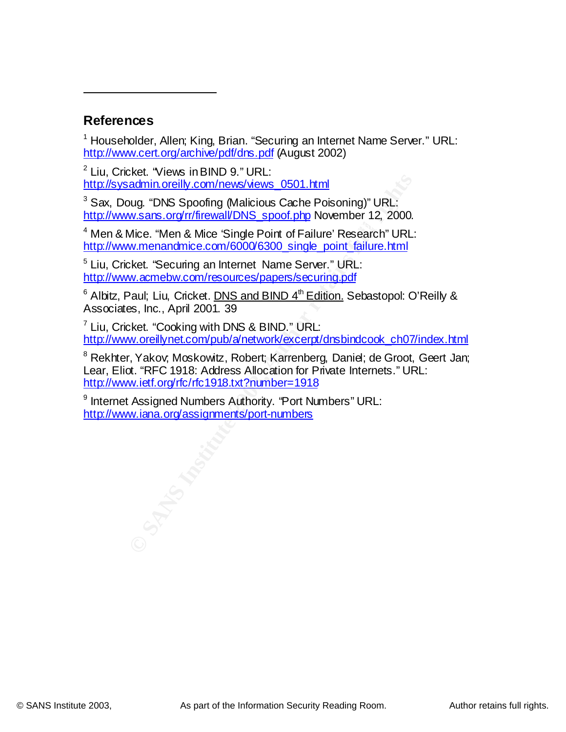## References

[1] Householder, Allen; King, Brian. "Securing an Internet Name Server." URL: http://www.cert.org/archive/pdf/dns.pdf (August 2002)

[2] Liu, Cricket. "Views in BIND 9." URL: http://sysadmin.oreilly.com/news/views_0501.html

[3] Sax, Doug. "DNS Spoofing (Malicious Cache Poisoning)" URL: http://www.sans.org/rr/firewall/DNS_spoof.php November 12, 2000.

[4] Men & Mice. "Men & Mice 'Single Point of Failure' Research" URL: http://www.menandmice.com/6000/6300_single_point_failure.html

[5] Liu, Cricket. "Securing an Internet Name Server." URL: http://www.acmebw.com/resources/papers/securing.pdf

[6] Albitz, Paul; Liu, Cricket. DNS and BIND 4th Edition. Sebastopol: O'Reilly & Associates, Inc., April 2001. 39

[7] Liu, Cricket. "Cooking with DNS & BIND." URL: http://www.oreillynet.com/pub/a/network/excerpt/dnsbindcook_ch07/index.html

[8] Rekhter, Yakov; Moskowitz, Robert; Karrenberg, Daniel; de Groot, Geert Jan; Lear, Eliot. "RFC 1918: Address Allocation for Private Internets." URL: http://www.ietf.org/rfc/rfc1918.txt?number=1918

[9] Internet Assigned Numbers Authority. "Port Numbers" URL: http://www.iana.org/assignments/port-numbers